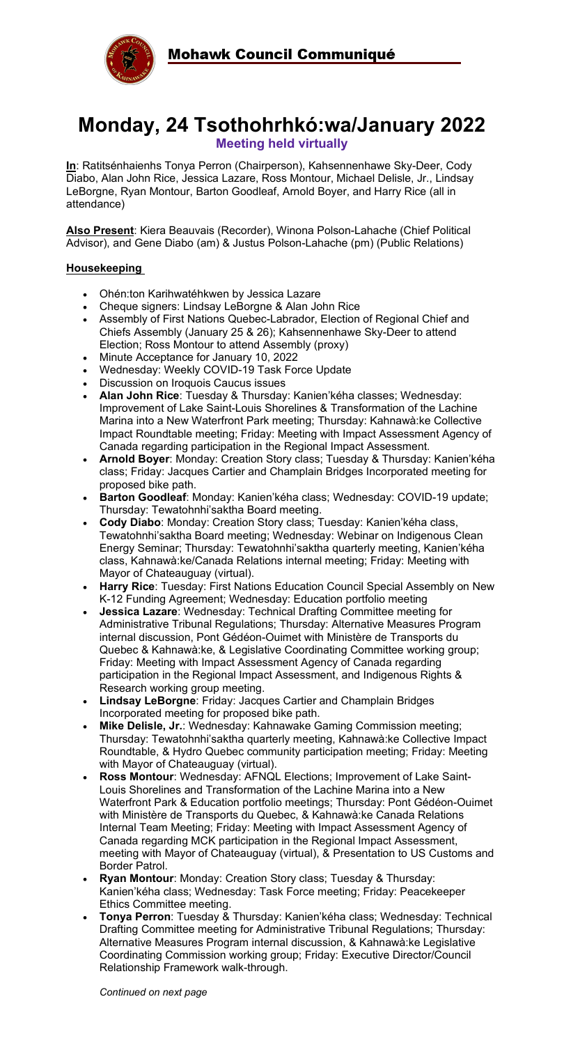# Mohawk Council Communiqué

# Monday, 24 Tsothohrhkó:wa/January 2022

**Meeting held virtually**

**In**: Ratitsénhaienhs Tonya Perron (Chairperson), Kahsennenhawe Sky-Deer, Cody Diabo, Alan John Rice, Jessica Lazare, Ross Montour, Michael Delisle, Jr., Lindsay LeBorgne, Ryan Montour, Barton Goodleaf, Arnold Boyer, and Harry Rice (all in attendance)

**Also Present**: Kiera Beauvais (Recorder), Winona Polson-Lahache (Chief Political Advisor), and Gene Diabo (am) & Justus Polson-Lahache (pm) (Public Relations)

## Housekeeping

- Ohén:ton Karihwatéhkwen by Jessica Lazare
- Cheque signers: Lindsay LeBorgne & Alan John Rice
- Assembly of First Nations Quebec-Labrador, Election of Regional Chief and Chiefs Assembly (January 25 & 26); Kahsennenhawe Sky-Deer to attend Election; Ross Montour to attend Assembly (proxy)
- Minute Acceptance for January 10, 2022
- Wednesday: Weekly COVID-19 Task Force Update
- Discussion on Iroquois Caucus issues
- **Alan John Rice**: Tuesday & Thursday: Kanien'kéha classes; Wednesday: Improvement of Lake Saint-Louis Shorelines & Transformation of the Lachine Marina into a New Waterfront Park meeting; Thursday: Kahnawà:ke Collective Impact Roundtable meeting; Friday: Meeting with Impact Assessment Agency of Canada regarding participation in the Regional Impact Assessment.
- **Arnold Boyer**: Monday: Creation Story class; Tuesday & Thursday: Kanien'kéha class; Friday: Jacques Cartier and Champlain Bridges Incorporated meeting for proposed bike path.
- **Barton Goodleaf**: Monday: Kanien'kéha class; Wednesday: COVID-19 update; Thursday: Tewatohnhi'saktha Board meeting.
- **Cody Diabo**: Monday: Creation Story class; Tuesday: Kanien'kéha class, Tewatohnhi'saktha Board meeting; Wednesday: Webinar on Indigenous Clean Energy Seminar; Thursday: Tewatohnhi'saktha quarterly meeting, Kanien'kéha class, Kahnawà:ke/Canada Relations internal meeting; Friday: Meeting with Mayor of Chateauguay (virtual).
- **Harry Rice**: Tuesday: First Nations Education Council Special Assembly on New K-12 Funding Agreement; Wednesday: Education portfolio meeting
- **Jessica Lazare**: Wednesday: Technical Drafting Committee meeting for Administrative Tribunal Regulations; Thursday: Alternative Measures Program internal discussion, Pont Gédéon-Ouimet with Ministère de Transports du Quebec & Kahnawà:ke, & Legislative Coordinating Committee working group; Friday: Meeting with Impact Assessment Agency of Canada regarding participation in the Regional Impact Assessment, and Indigenous Rights & Research working group meeting.
- **Lindsay LeBorgne**: Friday: Jacques Cartier and Champlain Bridges Incorporated meeting for proposed bike path.
- **Mike Delisle, Jr.**: Wednesday: Kahnawake Gaming Commission meeting; Thursday: Tewatohnhi'saktha quarterly meeting, Kahnawà:ke Collective Impact Roundtable, & Hydro Quebec community participation meeting; Friday: Meeting with Mayor of Chateauguay (virtual).
- **Ross Montour**: Wednesday: AFNQL Elections; Improvement of Lake Saint-Louis Shorelines and Transformation of the Lachine Marina into a New Waterfront Park & Education portfolio meetings; Thursday: Pont Gédéon-Ouimet with Ministère de Transports du Quebec, & Kahnawà:ke Canada Relations Internal Team Meeting; Friday: Meeting with Impact Assessment Agency of Canada regarding MCK participation in the Regional Impact Assessment, meeting with Mayor of Chateauguay (virtual), & Presentation to US Customs and Border Patrol.
- **Ryan Montour**: Monday: Creation Story class; Tuesday & Thursday: Kanien'kéha class; Wednesday: Task Force meeting; Friday: Peacekeeper Ethics Committee meeting.
- **Tonya Perron**: Tuesday & Thursday: Kanien'kéha class; Wednesday: Technical Drafting Committee meeting for Administrative Tribunal Regulations; Thursday: Alternative Measures Program internal discussion, & Kahnawà:ke Legislative Coordinating Commission working group; Friday: Executive Director/Council Relationship Framework walk-through.

*Continued on next page*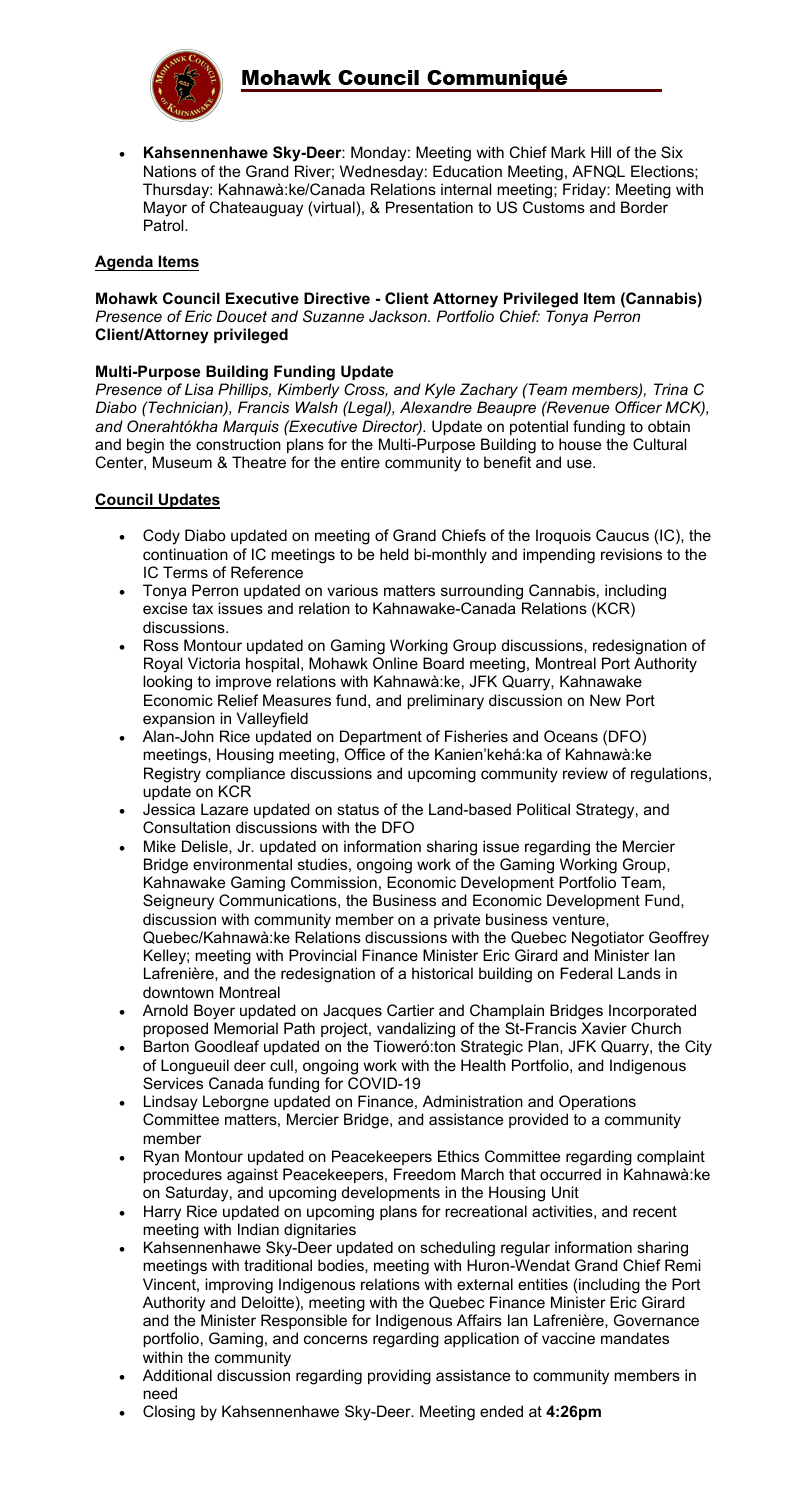- **Kahsennenhawe Sky-Deer**: Monday: Meeting with Chief Mark Hill of the Six Nations of the Grand River; Wednesday: Education Meeting, AFNQL Elections; Thursday: Kahnawà:ke/Canada Relations internal meeting; Friday: Meeting with Mayor of Chateauguay (virtual), & Presentation to US Customs and Border Patrol.

## Agenda Items

**Mohawk Council Executive Directive - Client Attorney Privileged Item (Cannabis)**
*Presence of Eric Doucet and Suzanne Jackson. Portfolio Chief: Tonya Perron*
**Client/Attorney privileged**

**Multi-Purpose Building Funding Update**
*Presence of Lisa Phillips, Kimberly Cross, and Kyle Zachary (Team members), Trina C Diabo (Technician), Francis Walsh (Legal), Alexandre Beaupre (Revenue Officer MCK), and Onerahtókha Marquis (Executive Director).* Update on potential funding to obtain and begin the construction plans for the Multi-Purpose Building to house the Cultural Center, Museum & Theatre for the entire community to benefit and use.

## Council Updates

- Cody Diabo updated on meeting of Grand Chiefs of the Iroquois Caucus (IC), the continuation of IC meetings to be held bi-monthly and impending revisions to the IC Terms of Reference
- Tonya Perron updated on various matters surrounding Cannabis, including excise tax issues and relation to Kahnawake-Canada Relations (KCR) discussions.
- Ross Montour updated on Gaming Working Group discussions, redesignation of Royal Victoria hospital, Mohawk Online Board meeting, Montreal Port Authority looking to improve relations with Kahnawà:ke, JFK Quarry, Kahnawake Economic Relief Measures fund, and preliminary discussion on New Port expansion in Valleyfield
- Alan-John Rice updated on Department of Fisheries and Oceans (DFO) meetings, Housing meeting, Office of the Kanien'kehá:ka of Kahnawà:ke Registry compliance discussions and upcoming community review of regulations, update on KCR
- Jessica Lazare updated on status of the Land-based Political Strategy, and Consultation discussions with the DFO
- Mike Delisle, Jr. updated on information sharing issue regarding the Mercier Bridge environmental studies, ongoing work of the Gaming Working Group, Kahnawake Gaming Commission, Economic Development Portfolio Team, Seigneury Communications, the Business and Economic Development Fund, discussion with community member on a private business venture, Quebec/Kahnawà:ke Relations discussions with the Quebec Negotiator Geoffrey Kelley; meeting with Provincial Finance Minister Eric Girard and Minister Ian Lafrenière, and the redesignation of a historical building on Federal Lands in downtown Montreal
- Arnold Boyer updated on Jacques Cartier and Champlain Bridges Incorporated proposed Memorial Path project, vandalizing of the St-Francis Xavier Church
- Barton Goodleaf updated on the Tioweró:ton Strategic Plan, JFK Quarry, the City of Longueuil deer cull, ongoing work with the Health Portfolio, and Indigenous Services Canada funding for COVID-19
- Lindsay Leborgne updated on Finance, Administration and Operations Committee matters, Mercier Bridge, and assistance provided to a community member
- Ryan Montour updated on Peacekeepers Ethics Committee regarding complaint procedures against Peacekeepers, Freedom March that occurred in Kahnawà:ke on Saturday, and upcoming developments in the Housing Unit
- Harry Rice updated on upcoming plans for recreational activities, and recent meeting with Indian dignitaries
- Kahsennenhawe Sky-Deer updated on scheduling regular information sharing meetings with traditional bodies, meeting with Huron-Wendat Grand Chief Remi Vincent, improving Indigenous relations with external entities (including the Port Authority and Deloitte), meeting with the Quebec Finance Minister Eric Girard and the Minister Responsible for Indigenous Affairs Ian Lafrenière, Governance portfolio, Gaming, and concerns regarding application of vaccine mandates within the community
- Additional discussion regarding providing assistance to community members in need
- Closing by Kahsennenhawe Sky-Deer. Meeting ended at **4:26pm**